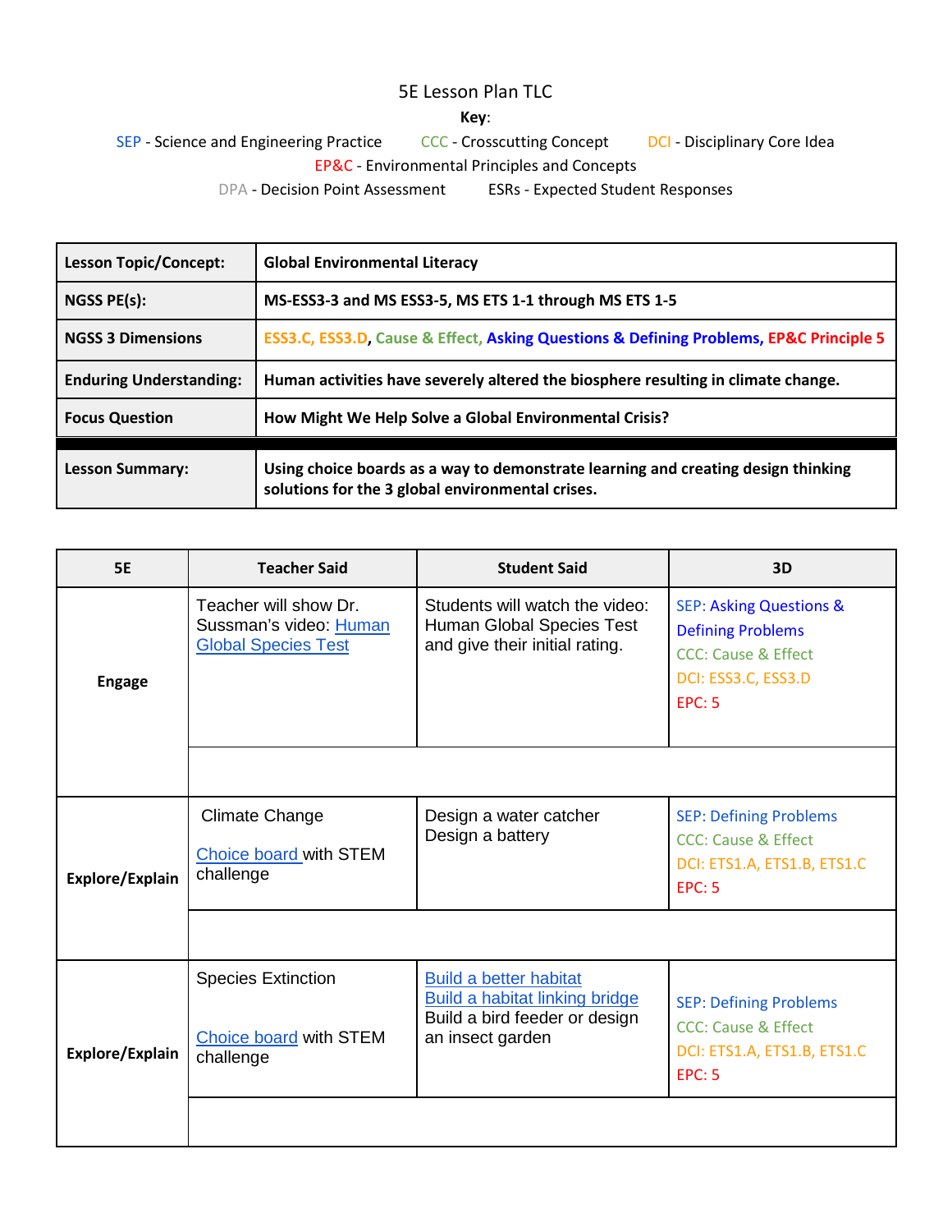# 5E Lesson Plan TLC

**Key**:

SEP - Science and Engineering Practice CCC - Crosscutting Concept DCI - Disciplinary Core Idea

EP&C - Environmental Principles and Concepts

DPA - Decision Point Assessment ESRs - Expected Student Responses

| | |
|---|---|
| **Lesson Topic/Concept:** | **Global Environmental Literacy** |
| **NGSS PE(s):** | **MS-ESS3-3 and MS ESS3-5, MS ETS 1-1 through MS ETS 1-5** |
| **NGSS 3 Dimensions** | **ESS3.C, ESS3.D, Cause & Effect, Asking Questions & Defining Problems, EP&C Principle 5** |
| **Enduring Understanding:** | **Human activities have severely altered the biosphere resulting in climate change.** |
| **Focus Question** | **How Might We Help Solve a Global Environmental Crisis?** |
| **Lesson Summary:** | **Using choice boards as a way to demonstrate learning and creating design thinking solutions for the 3 global environmental crises.** |

| 5E | Teacher Said | Student Said | 3D |
|---|---|---|---|
| **Engage** | Teacher will show Dr. Sussman's video: Human Global Species Test | Students will watch the video: Human Global Species Test and give their initial rating. | SEP: Asking Questions & Defining Problems<br>CCC: Cause & Effect<br>DCI: ESS3.C, ESS3.D<br>EPC: 5 |
| | | | |
| **Explore/Explain** | Climate Change<br><br>Choice board with STEM challenge | Design a water catcher<br>Design a battery | SEP: Defining Problems<br>CCC: Cause & Effect<br>DCI: ETS1.A, ETS1.B, ETS1.C<br>EPC: 5 |
| | | | |
| **Explore/Explain** | Species Extinction<br><br>Choice board with STEM challenge | Build a better habitat<br>Build a habitat linking bridge<br>Build a bird feeder or design an insect garden | SEP: Defining Problems<br>CCC: Cause & Effect<br>DCI: ETS1.A, ETS1.B, ETS1.C<br>EPC: 5 |
| | | | |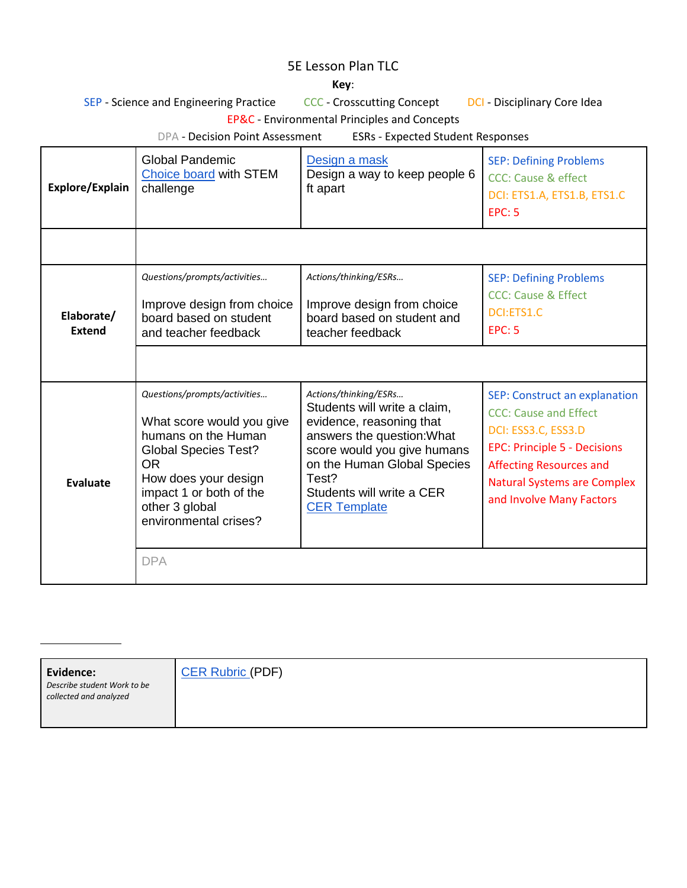5E Lesson Plan TLC

**Key**:

SEP - Science and Engineering Practice  CCC - Crosscutting Concept  DCI - Disciplinary Core Idea

EP&C - Environmental Principles and Concepts

DPA - Decision Point Assessment  ESRs - Expected Student Responses

| | | | |
|---|---|---|---|
| **Explore/Explain** | Global Pandemic Choice board with STEM challenge | Design a mask<br>Design a way to keep people 6 ft apart | SEP: Defining Problems<br>CCC: Cause & effect<br>DCI: ETS1.A, ETS1.B, ETS1.C<br>EPC: 5 |
| | | | |
| **Elaborate/ Extend** | *Questions/prompts/activities…*<br><br>Improve design from choice board based on student and teacher feedback | *Actions/thinking/ESRs…*<br><br>Improve design from choice board based on student and teacher feedback | SEP: Defining Problems<br>CCC: Cause & Effect<br>DCI:ETS1.C<br>EPC: 5 |
| | | | |
| **Evaluate** | *Questions/prompts/activities…*<br><br>What score would you give humans on the Human Global Species Test?<br>OR<br>How does your design impact 1 or both of the other 3 global environmental crises? | *Actions/thinking/ESRs…*<br>Students will write a claim, evidence, reasoning that answers the question:What score would you give humans on the Human Global Species Test?<br>Students will write a CER<br>CER Template | SEP: Construct an explanation<br>CCC: Cause and Effect<br>DCI: ESS3.C, ESS3.D<br>EPC: Principle 5 - Decisions Affecting Resources and Natural Systems are Complex and Involve Many Factors |
| | DPA | | |

| | |
|---|---|
| **Evidence:**<br>*Describe student Work to be collected and analyzed* | CER Rubric (PDF) |